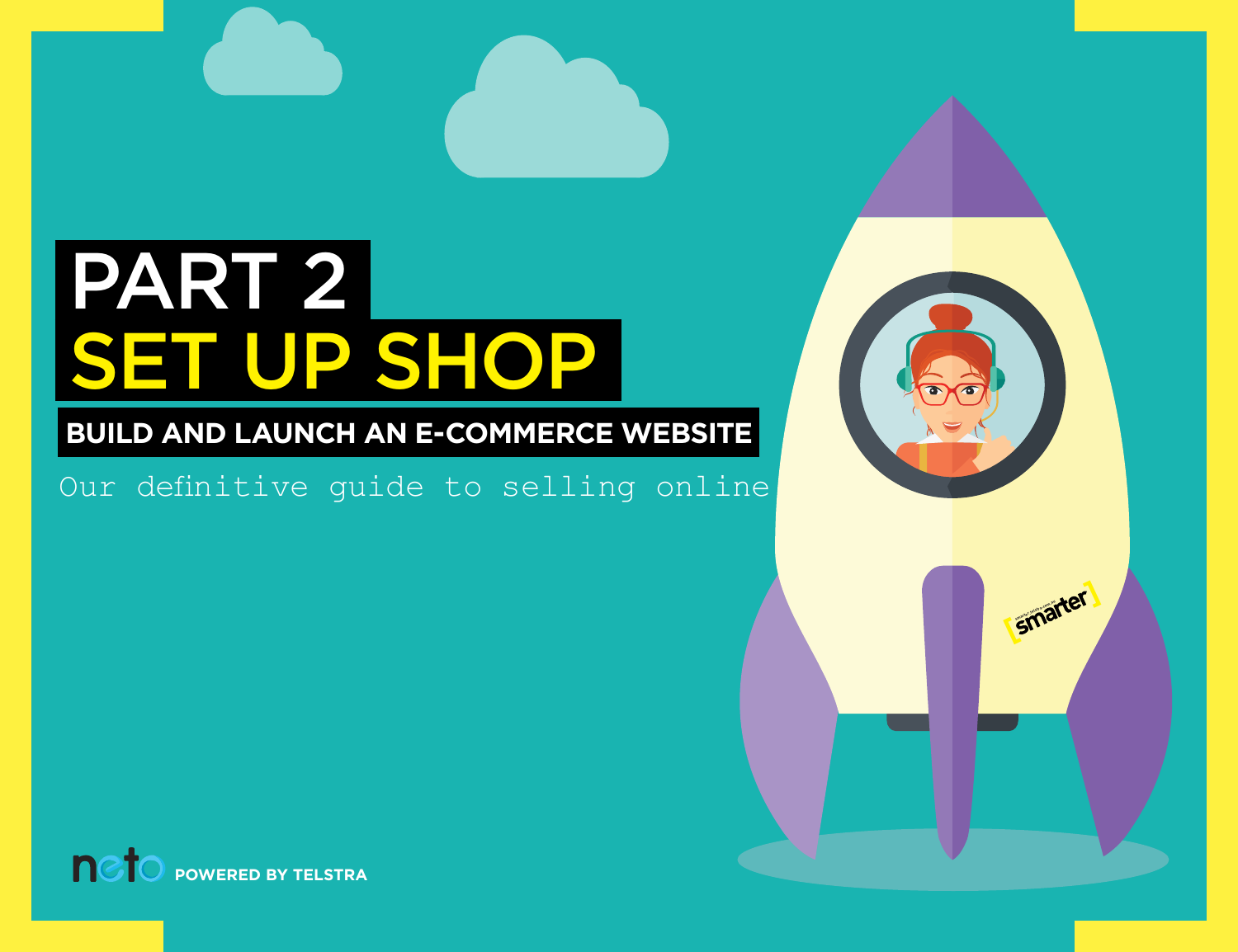# PART 2
# SET UP SHOP

## BUILD AND LAUNCH AN E-COMMERCE WEBSITE

Our definitive guide to selling online

neto POWERED BY TELSTRA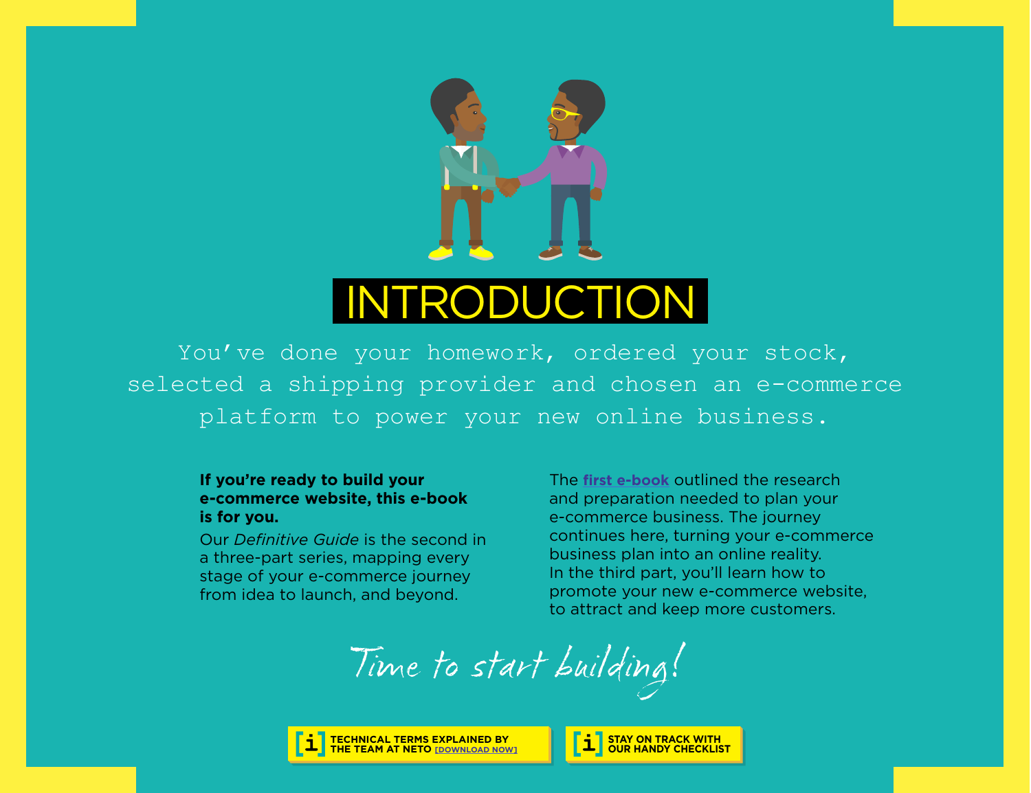# INTRODUCTION

You've done your homework, ordered your stock, selected a shipping provider and chosen an e-commerce platform to power your new online business.

**If you're ready to build your e-commerce website, this e-book is for you.**

Our *Definitive Guide* is the second in a three-part series, mapping every stage of your e-commerce journey from idea to launch, and beyond.

The **first e-book** outlined the research and preparation needed to plan your e-commerce business. The journey continues here, turning your e-commerce business plan into an online reality. In the third part, you'll learn how to promote your new e-commerce website, to attract and keep more customers.

*Time to start building!*

**[i] TECHNICAL TERMS EXPLAINED BY THE TEAM AT NETO [DOWNLOAD NOW]**

**[i] STAY ON TRACK WITH OUR HANDY CHECKLIST**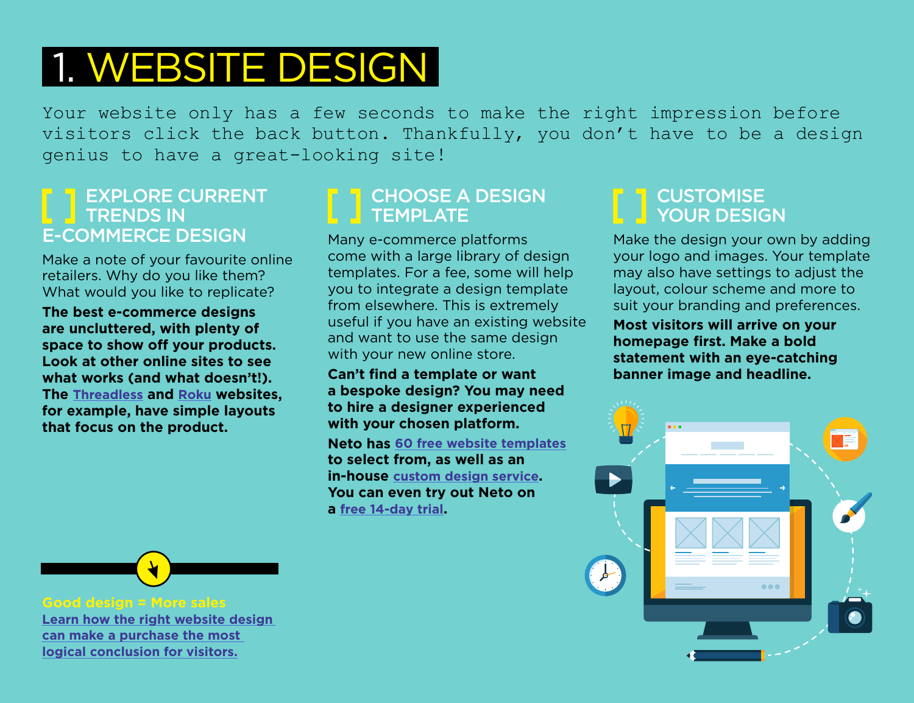# 1. WEBSITE DESIGN

Your website only has a few seconds to make the right impression before visitors click the back button. Thankfully, you don't have to be a design genius to have a great-looking site!

## [ ] EXPLORE CURRENT TRENDS IN E-COMMERCE DESIGN

Make a note of your favourite online retailers. Why do you like them? What would you like to replicate?

**The best e-commerce designs are uncluttered, with plenty of space to show off your products. Look at other online sites to see what works (and what doesn't!). The Threadless and Roku websites, for example, have simple layouts that focus on the product.**

## [ ] CHOOSE A DESIGN TEMPLATE

Many e-commerce platforms come with a large library of design templates. For a fee, some will help you to integrate a design template from elsewhere. This is extremely useful if you have an existing website and want to use the same design with your new online store.

**Can't find a template or want a bespoke design? You may need to hire a designer experienced with your chosen platform.**

**Neto has 60 free website templates to select from, as well as an in-house custom design service. You can even try out Neto on a free 14-day trial.**

## [ ] CUSTOMISE YOUR DESIGN

Make the design your own by adding your logo and images. Your template may also have settings to adjust the layout, colour scheme and more to suit your branding and preferences.

**Most visitors will arrive on your homepage first. Make a bold statement with an eye-catching banner image and headline.**

**Good design = More sales**

**Learn how the right website design can make a purchase the most logical conclusion for visitors.**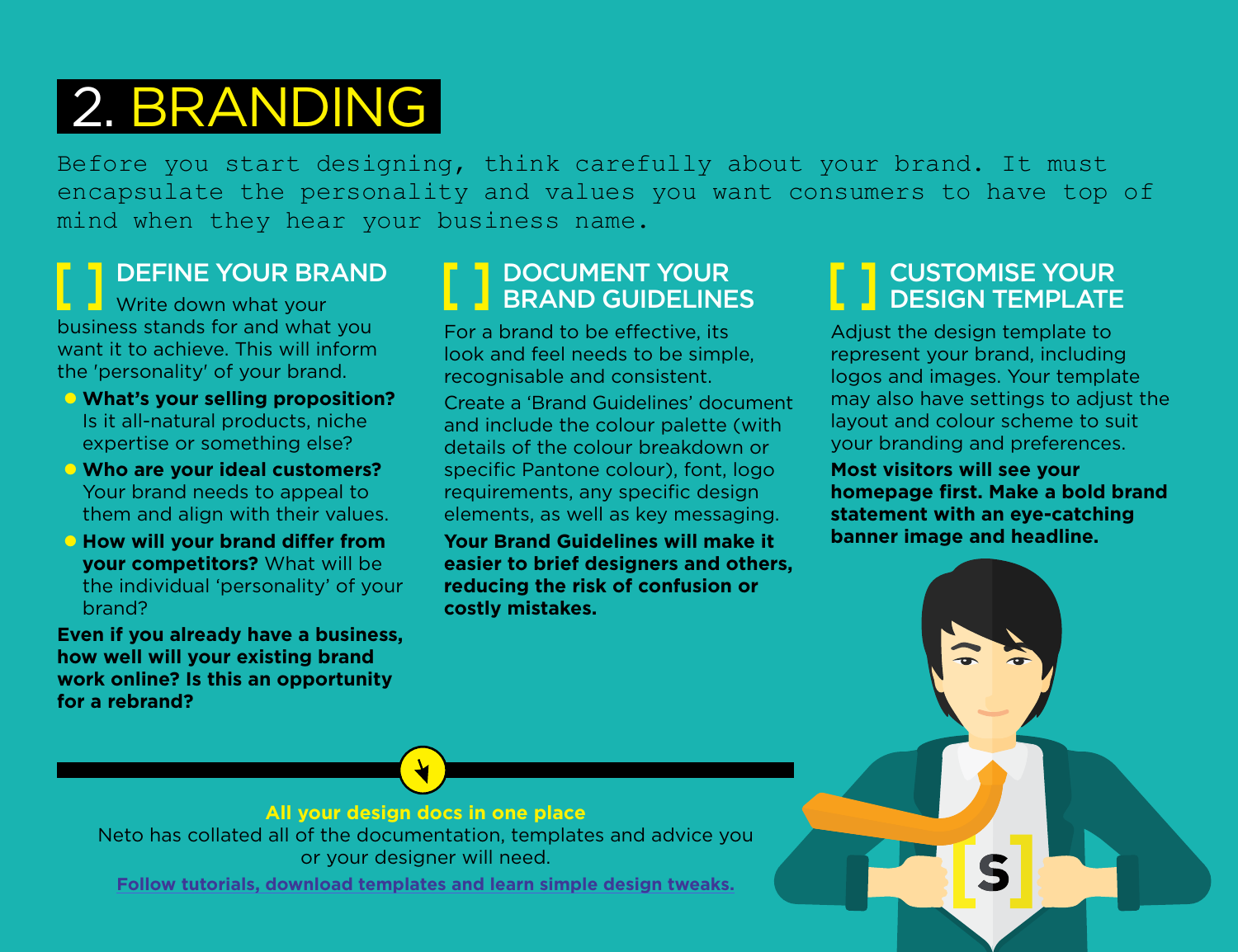# 2. BRANDING

Before you start designing, think carefully about your brand. It must encapsulate the personality and values you want consumers to have top of mind when they hear your business name.

## [ ] DEFINE YOUR BRAND

Write down what your business stands for and what you want it to achieve. This will inform the 'personality' of your brand.

- **What's your selling proposition?** Is it all-natural products, niche expertise or something else?
- **Who are your ideal customers?** Your brand needs to appeal to them and align with their values.
- **How will your brand differ from your competitors?** What will be the individual 'personality' of your brand?

**Even if you already have a business, how well will your existing brand work online? Is this an opportunity for a rebrand?**

## [ ] DOCUMENT YOUR BRAND GUIDELINES

For a brand to be effective, its look and feel needs to be simple, recognisable and consistent.

Create a 'Brand Guidelines' document and include the colour palette (with details of the colour breakdown or specific Pantone colour), font, logo requirements, any specific design elements, as well as key messaging.

**Your Brand Guidelines will make it easier to brief designers and others, reducing the risk of confusion or costly mistakes.**

## [ ] CUSTOMISE YOUR DESIGN TEMPLATE

Adjust the design template to represent your brand, including logos and images. Your template may also have settings to adjust the layout and colour scheme to suit your branding and preferences.

**Most visitors will see your homepage first. Make a bold brand statement with an eye-catching banner image and headline.**

**All your design docs in one place**

Neto has collated all of the documentation, templates and advice you or your designer will need.

[Follow tutorials, download templates and learn simple design tweaks.]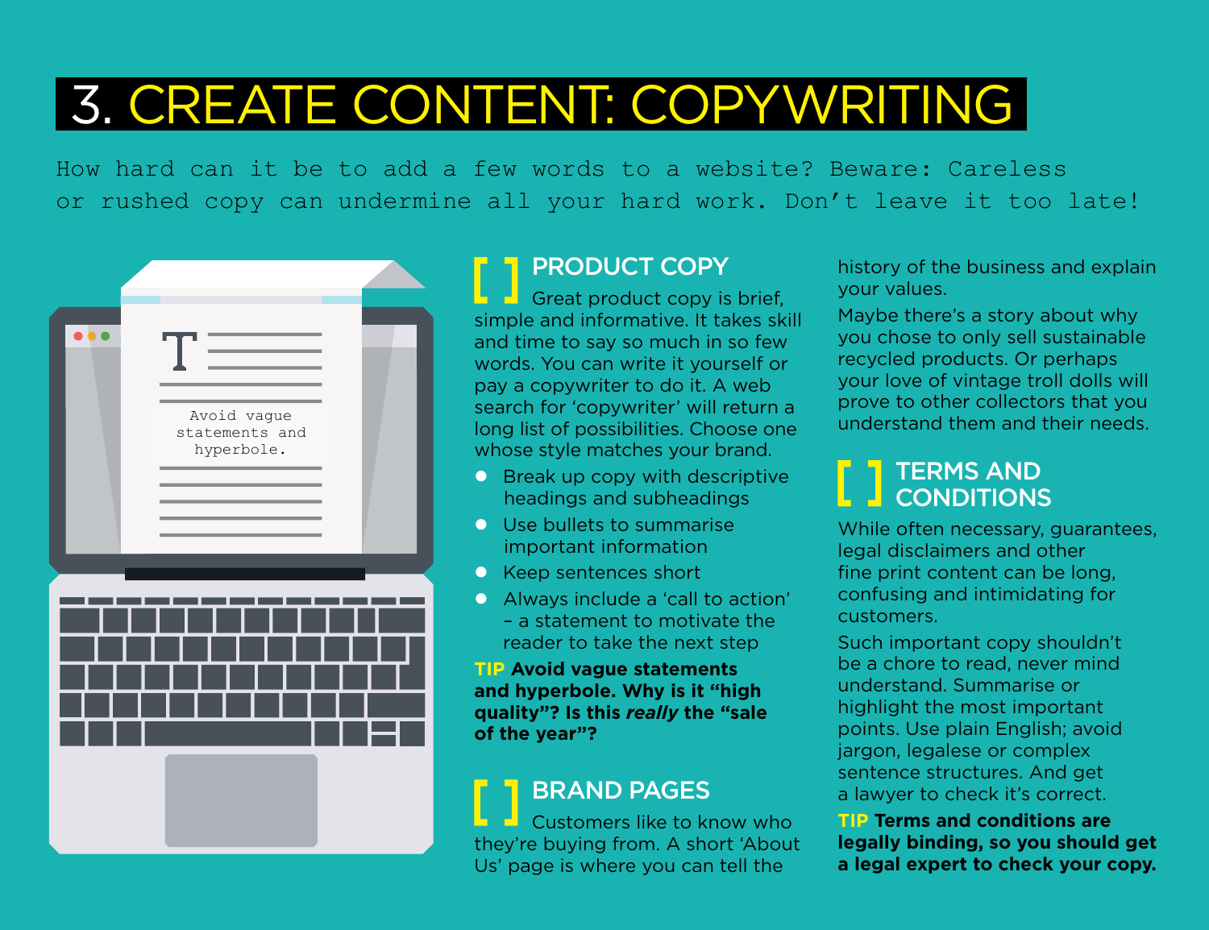# 3. CREATE CONTENT: COPYWRITING

How hard can it be to add a few words to a website? Beware: Careless or rushed copy can undermine all your hard work. Don't leave it too late!

## [ ] PRODUCT COPY

Great product copy is brief, simple and informative. It takes skill and time to say so much in so few words. You can write it yourself or pay a copywriter to do it. A web search for 'copywriter' will return a long list of possibilities. Choose one whose style matches your brand.

- Break up copy with descriptive headings and subheadings
- Use bullets to summarise important information
- Keep sentences short
- Always include a 'call to action' – a statement to motivate the reader to take the next step

**TIP Avoid vague statements and hyperbole. Why is it "high quality"? Is this *really* the "sale of the year"?**

## [ ] BRAND PAGES

Customers like to know who they're buying from. A short 'About Us' page is where you can tell the history of the business and explain your values.

Maybe there's a story about why you chose to only sell sustainable recycled products. Or perhaps your love of vintage troll dolls will prove to other collectors that you understand them and their needs.

## [ ] TERMS AND CONDITIONS

While often necessary, guarantees, legal disclaimers and other fine print content can be long, confusing and intimidating for customers.

Such important copy shouldn't be a chore to read, never mind understand. Summarise or highlight the most important points. Use plain English; avoid jargon, legalese or complex sentence structures. And get a lawyer to check it's correct.

**TIP Terms and conditions are legally binding, so you should get a legal expert to check your copy.**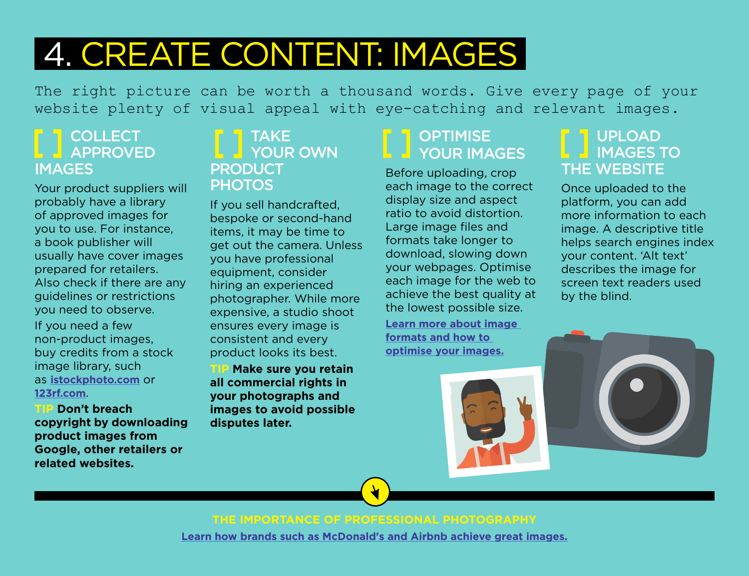# 4. CREATE CONTENT: IMAGES

The right picture can be worth a thousand words. Give every page of your website plenty of visual appeal with eye-catching and relevant images.

## [ ] COLLECT APPROVED IMAGES

Your product suppliers will probably have a library of approved images for you to use. For instance, a book publisher will usually have cover images prepared for retailers. Also check if there are any guidelines or restrictions you need to observe.

If you need a few non-product images, buy credits from a stock image library, such as **istockphoto.com** or **123rf.com**.

**TIP Don't breach copyright by downloading product images from Google, other retailers or related websites.**

## [ ] TAKE YOUR OWN PRODUCT PHOTOS

If you sell handcrafted, bespoke or second-hand items, it may be time to get out the camera. Unless you have professional equipment, consider hiring an experienced photographer. While more expensive, a studio shoot ensures every image is consistent and every product looks its best.

**TIP Make sure you retain all commercial rights in your photographs and images to avoid possible disputes later.**

## [ ] OPTIMISE YOUR IMAGES

Before uploading, crop each image to the correct display size and aspect ratio to avoid distortion. Large image files and formats take longer to download, slowing down your webpages. Optimise each image for the web to achieve the best quality at the lowest possible size.

**Learn more about image formats and how to optimise your images.**

## [ ] UPLOAD IMAGES TO THE WEBSITE

Once uploaded to the platform, you can add more information to each image. A descriptive title helps search engines index your content. 'Alt text' describes the image for screen text readers used by the blind.

### THE IMPORTANCE OF PROFESSIONAL PHOTOGRAPHY

**Learn how brands such as McDonald's and Airbnb achieve great images.**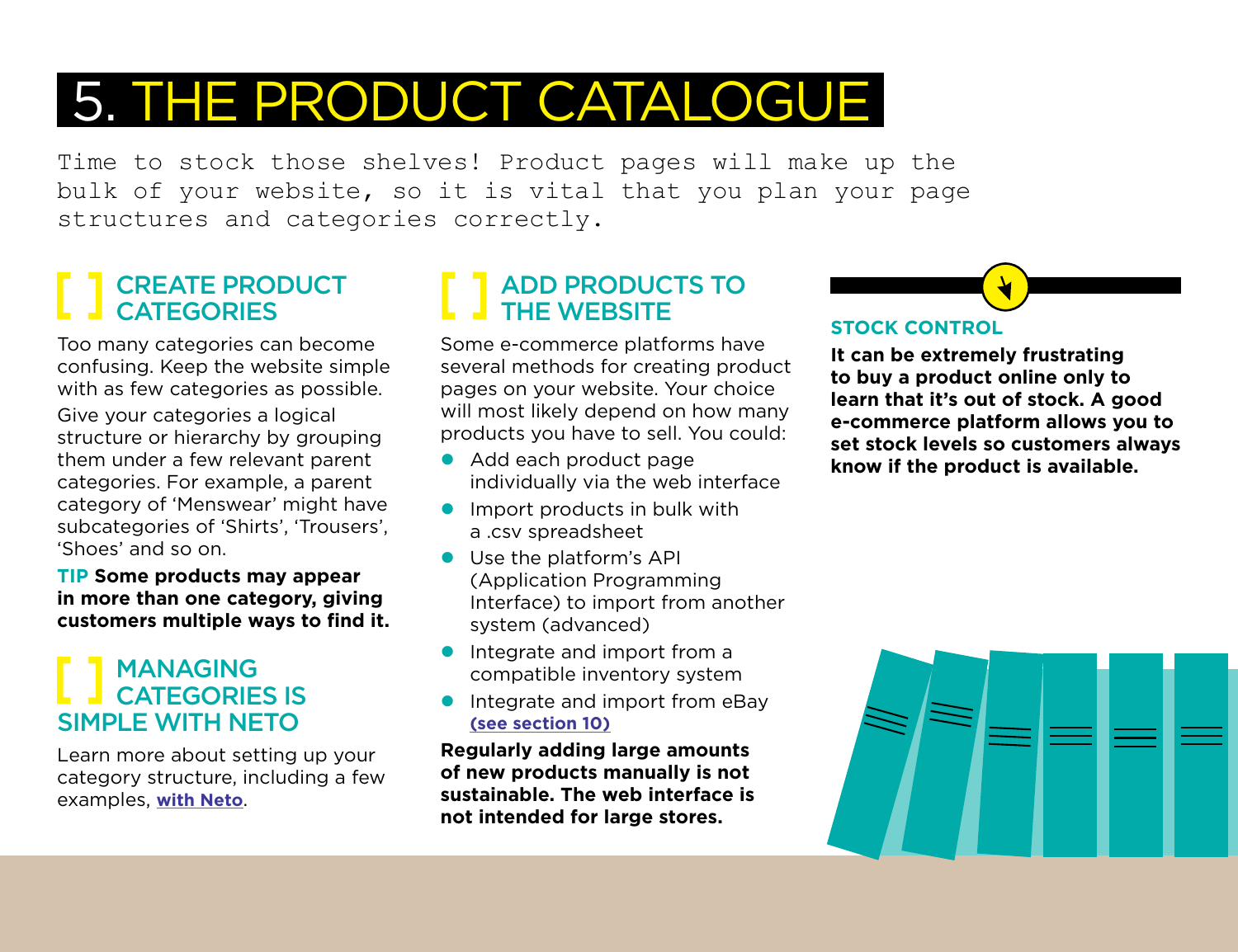# 5. THE PRODUCT CATALOGUE

Time to stock those shelves! Product pages will make up the bulk of your website, so it is vital that you plan your page structures and categories correctly.

## [ ] CREATE PRODUCT CATEGORIES

Too many categories can become confusing. Keep the website simple with as few categories as possible.

Give your categories a logical structure or hierarchy by grouping them under a few relevant parent categories. For example, a parent category of 'Menswear' might have subcategories of 'Shirts', 'Trousers', 'Shoes' and so on.

**TIP Some products may appear in more than one category, giving customers multiple ways to find it.**

## [ ] MANAGING CATEGORIES IS SIMPLE WITH NETO

Learn more about setting up your category structure, including a few examples, **with Neto**.

## [ ] ADD PRODUCTS TO THE WEBSITE

Some e-commerce platforms have several methods for creating product pages on your website. Your choice will most likely depend on how many products you have to sell. You could:

- Add each product page individually via the web interface
- Import products in bulk with a .csv spreadsheet
- Use the platform's API (Application Programming Interface) to import from another system (advanced)
- Integrate and import from a compatible inventory system
- Integrate and import from eBay **(see section 10)**

**Regularly adding large amounts of new products manually is not sustainable. The web interface is not intended for large stores.**

### STOCK CONTROL

**It can be extremely frustrating to buy a product online only to learn that it's out of stock. A good e-commerce platform allows you to set stock levels so customers always know if the product is available.**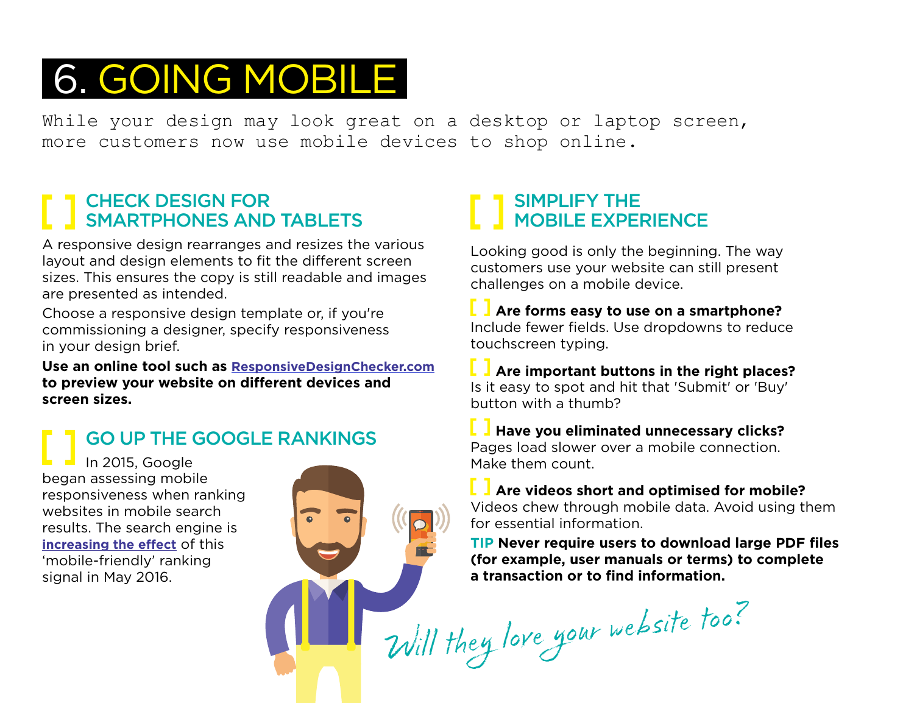# 6. GOING MOBILE

While your design may look great on a desktop or laptop screen, more customers now use mobile devices to shop online.

## [ ] CHECK DESIGN FOR SMARTPHONES AND TABLETS

A responsive design rearranges and resizes the various layout and design elements to fit the different screen sizes. This ensures the copy is still readable and images are presented as intended.

Choose a responsive design template or, if you're commissioning a designer, specify responsiveness in your design brief.

**Use an online tool such as [ResponsiveDesignChecker.com](ResponsiveDesignChecker.com) to preview your website on different devices and screen sizes.**

## [ ] GO UP THE GOOGLE RANKINGS

In 2015, Google began assessing mobile responsiveness when ranking websites in mobile search results. The search engine is **increasing the effect** of this 'mobile-friendly' ranking signal in May 2016.

## [ ] SIMPLIFY THE MOBILE EXPERIENCE

Looking good is only the beginning. The way customers use your website can still present challenges on a mobile device.

[ ] **Are forms easy to use on a smartphone?** Include fewer fields. Use dropdowns to reduce touchscreen typing.

[ ] **Are important buttons in the right places?** Is it easy to spot and hit that 'Submit' or 'Buy' button with a thumb?

[ ] **Have you eliminated unnecessary clicks?** Pages load slower over a mobile connection. Make them count.

[ ] **Are videos short and optimised for mobile?** Videos chew through mobile data. Avoid using them for essential information.

**TIP Never require users to download large PDF files (for example, user manuals or terms) to complete a transaction or to find information.**

*Will they love your website too?*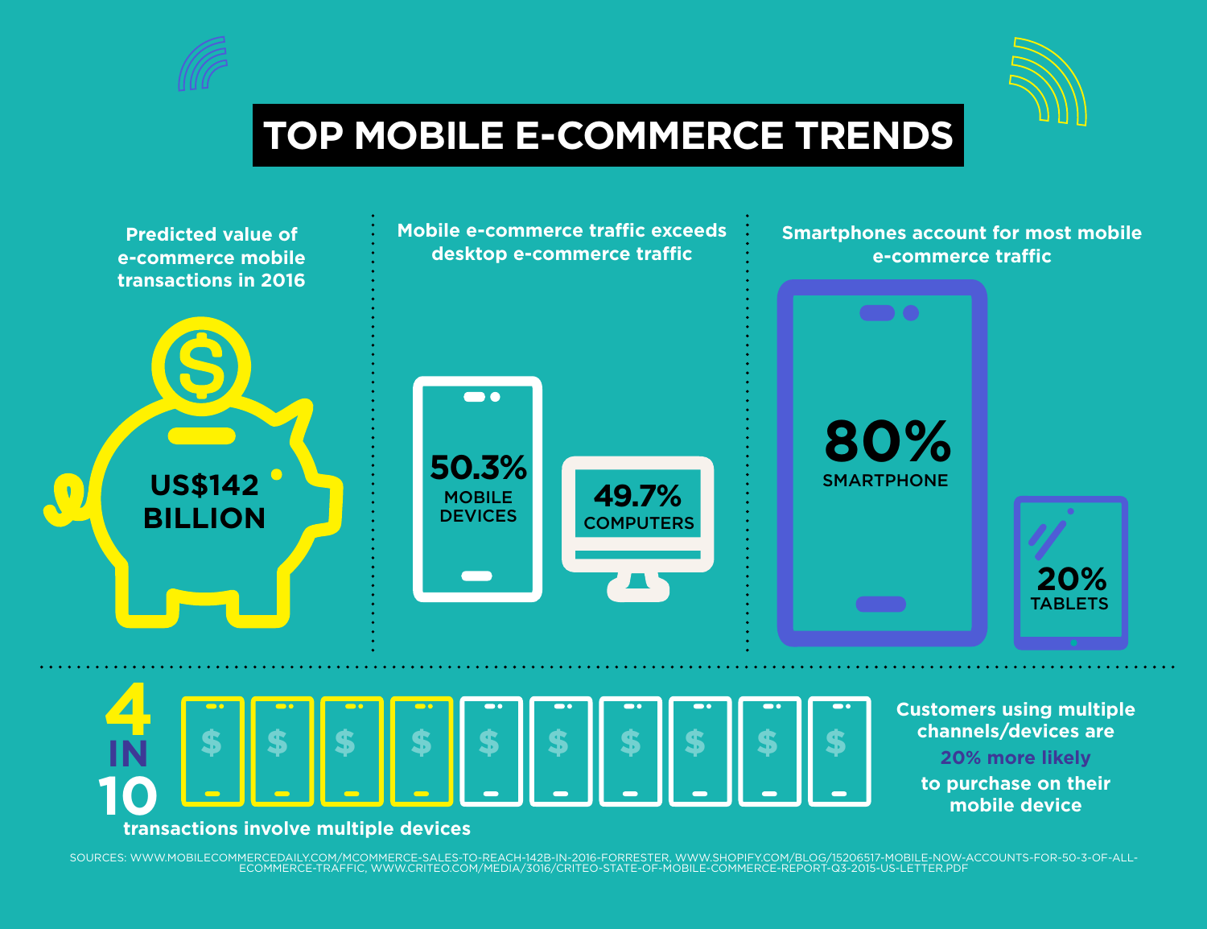# TOP MOBILE E-COMMERCE TRENDS

**Predicted value of e-commerce mobile transactions in 2016**

**US$142 BILLION**

**Mobile e-commerce traffic exceeds desktop e-commerce traffic**

**50.3%** MOBILE DEVICES

**49.7%** COMPUTERS

**Smartphones account for most mobile e-commerce traffic**

**80%** SMARTPHONE

**20%** TABLETS

**4 IN 10** transactions involve multiple devices

Customers using multiple channels/devices are **20% more likely** to purchase on their mobile device

SOURCES: WWW.MOBILECOMMERCEDAILY.COM/MCOMMERCE-SALES-TO-REACH-142B-IN-2016-FORRESTER, WWW.SHOPIFY.COM/BLOG/15206517-MOBILE-NOW-ACCOUNTS-FOR-50-3-OF-ALL-ECOMMERCE-TRAFFIC, WWW.CRITEO.COM/MEDIA/3016/CRITEO-STATE-OF-MOBILE-COMMERCE-REPORT-Q3-2015-US-LETTER.PDF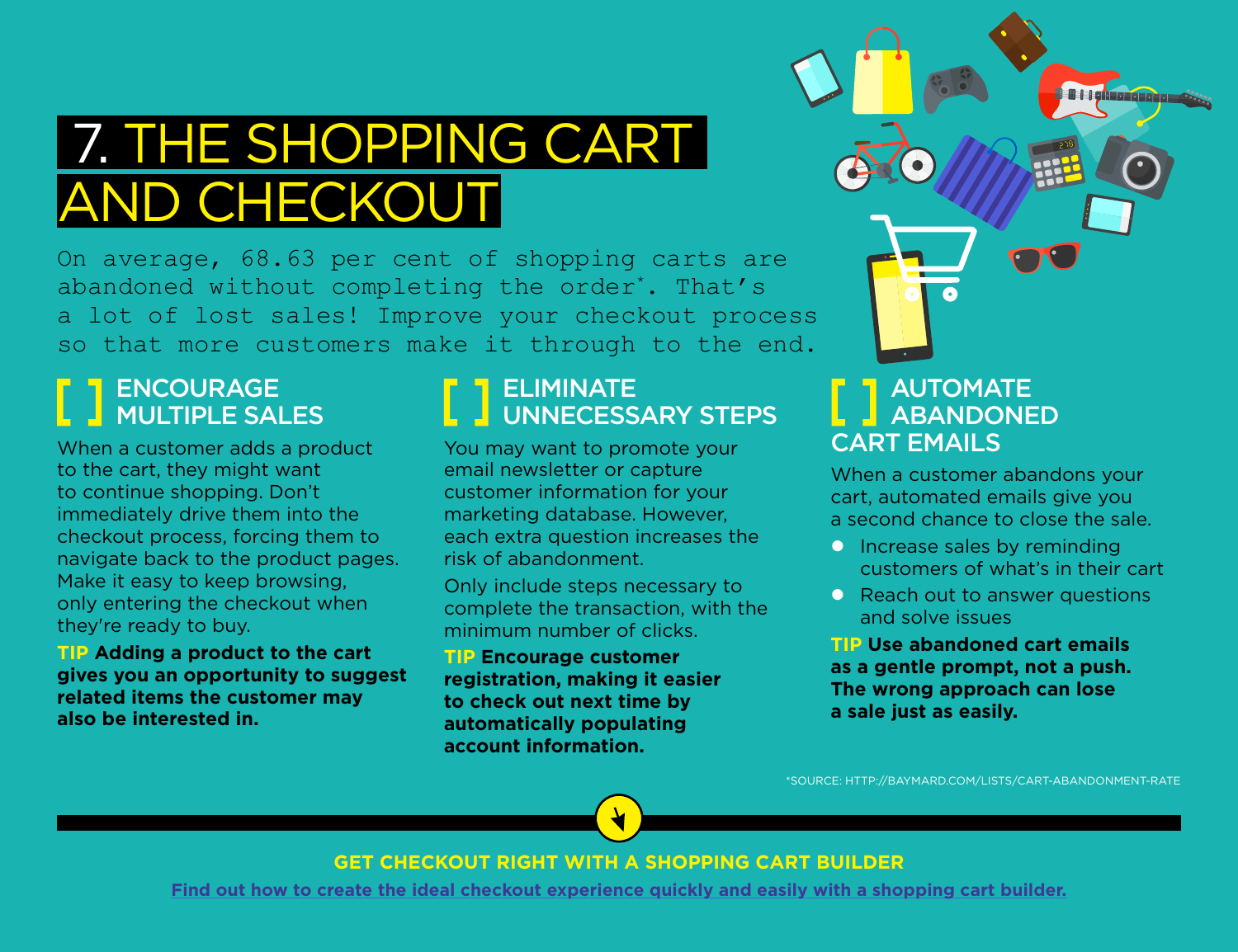# 7. THE SHOPPING CART AND CHECKOUT

On average, 68.63 per cent of shopping carts are abandoned without completing the order*. That's a lot of lost sales! Improve your checkout process so that more customers make it through to the end.

## [ ] ENCOURAGE MULTIPLE SALES

When a customer adds a product to the cart, they might want to continue shopping. Don't immediately drive them into the checkout process, forcing them to navigate back to the product pages. Make it easy to keep browsing, only entering the checkout when they're ready to buy.

**TIP Adding a product to the cart gives you an opportunity to suggest related items the customer may also be interested in.**

## [ ] ELIMINATE UNNECESSARY STEPS

You may want to promote your email newsletter or capture customer information for your marketing database. However, each extra question increases the risk of abandonment.

Only include steps necessary to complete the transaction, with the minimum number of clicks.

**TIP Encourage customer registration, making it easier to check out next time by automatically populating account information.**

## [ ] AUTOMATE ABANDONED CART EMAILS

When a customer abandons your cart, automated emails give you a second chance to close the sale.

- Increase sales by reminding customers of what's in their cart
- Reach out to answer questions and solve issues

**TIP Use abandoned cart emails as a gentle prompt, not a push. The wrong approach can lose a sale just as easily.**

*SOURCE: HTTP://BAYMARD.COM/LISTS/CART-ABANDONMENT-RATE

**GET CHECKOUT RIGHT WITH A SHOPPING CART BUILDER**

Find out how to create the ideal checkout experience quickly and easily with a shopping cart builder.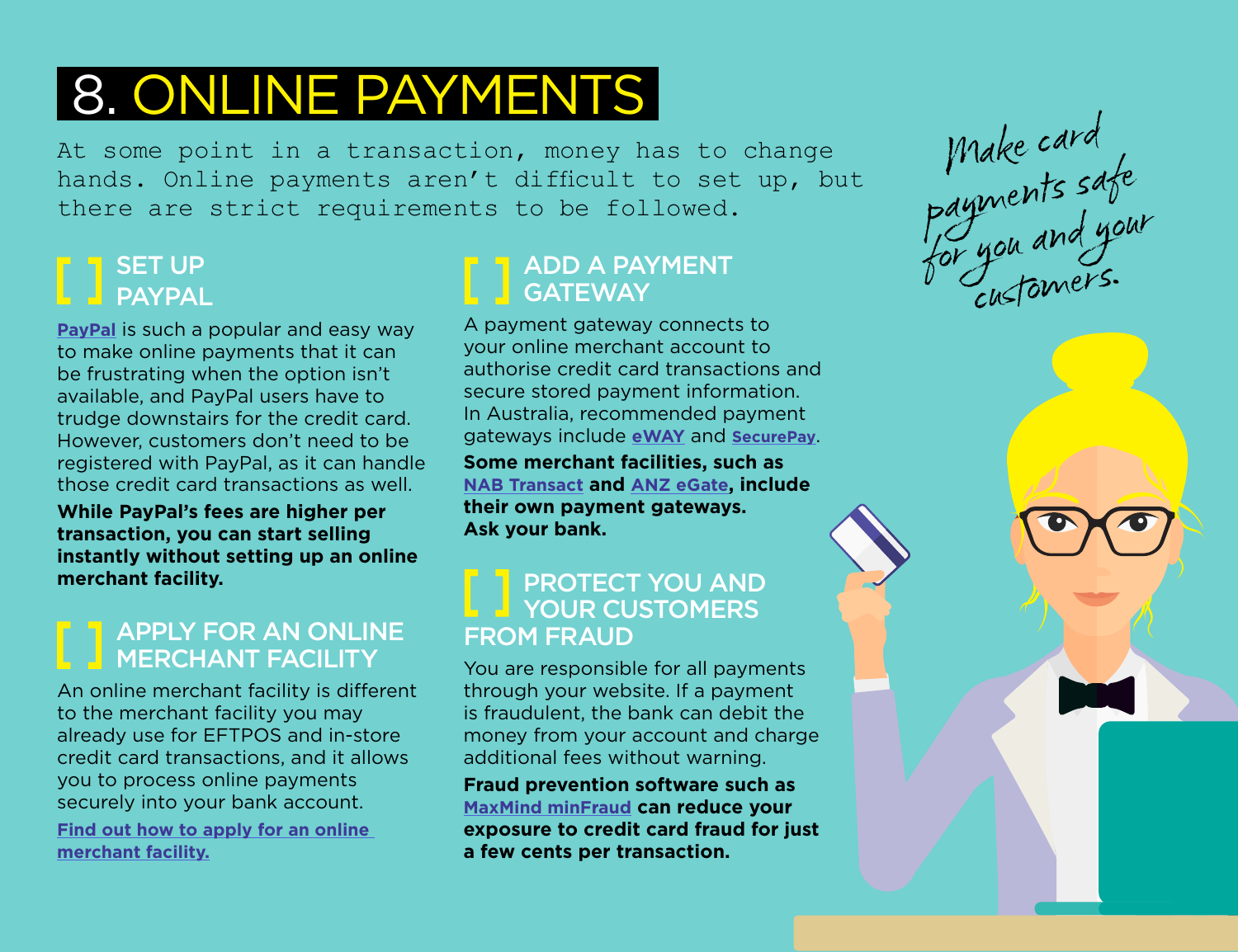# 8. ONLINE PAYMENTS

At some point in a transaction, money has to change hands. Online payments aren't difficult to set up, but there are strict requirements to be followed.

*Make card payments safe for you and your customers.*

## [ ] SET UP PAYPAL

PayPal is such a popular and easy way to make online payments that it can be frustrating when the option isn't available, and PayPal users have to trudge downstairs for the credit card. However, customers don't need to be registered with PayPal, as it can handle those credit card transactions as well.

**While PayPal's fees are higher per transaction, you can start selling instantly without setting up an online merchant facility.**

## [ ] APPLY FOR AN ONLINE MERCHANT FACILITY

An online merchant facility is different to the merchant facility you may already use for EFTPOS and in-store credit card transactions, and it allows you to process online payments securely into your bank account.

**Find out how to apply for an online merchant facility.**

## [ ] ADD A PAYMENT GATEWAY

A payment gateway connects to your online merchant account to authorise credit card transactions and secure stored payment information. In Australia, recommended payment gateways include **eWAY** and **SecurePay**.

**Some merchant facilities, such as NAB Transact and ANZ eGate, include their own payment gateways. Ask your bank.**

## [ ] PROTECT YOU AND YOUR CUSTOMERS FROM FRAUD

You are responsible for all payments through your website. If a payment is fraudulent, the bank can debit the money from your account and charge additional fees without warning.

**Fraud prevention software such as MaxMind minFraud can reduce your exposure to credit card fraud for just a few cents per transaction.**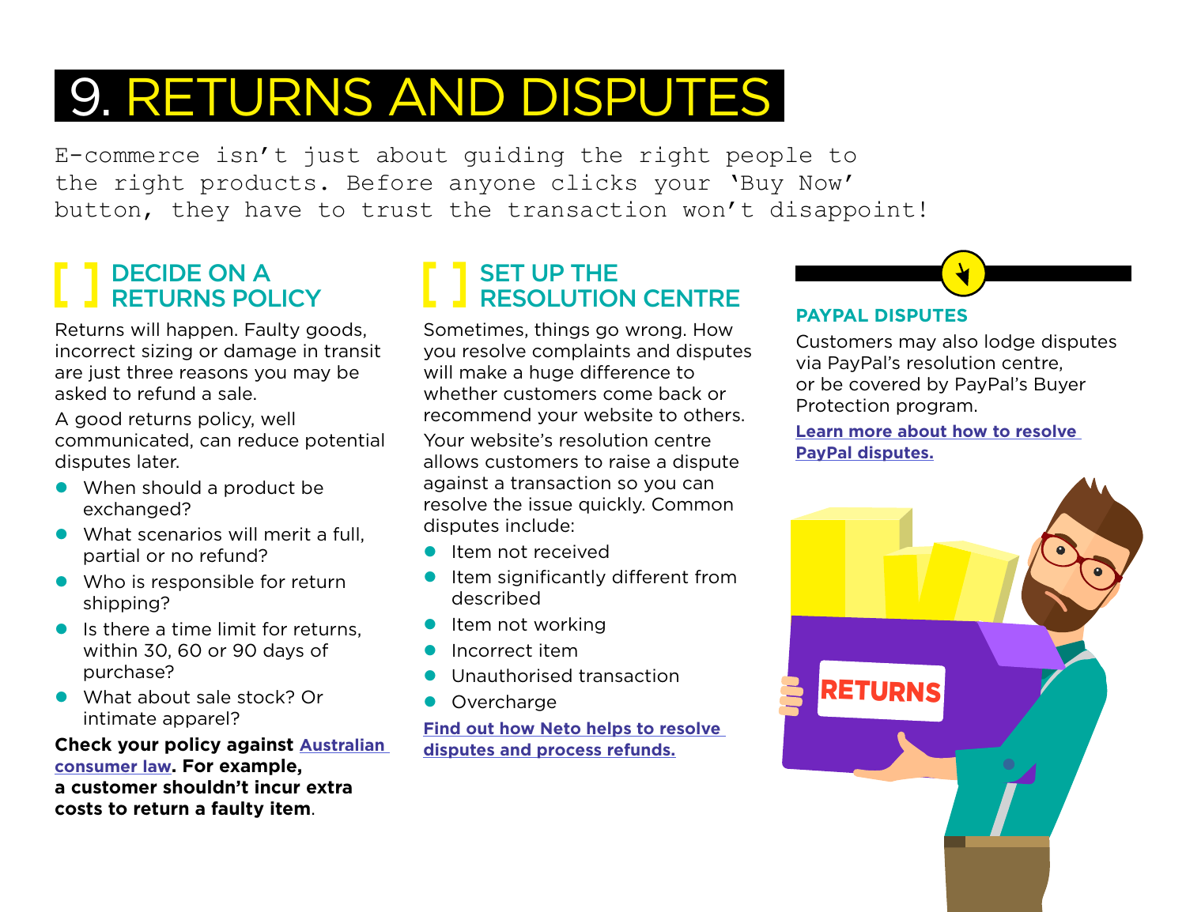# 9. RETURNS AND DISPUTES

E-commerce isn't just about guiding the right people to the right products. Before anyone clicks your 'Buy Now' button, they have to trust the transaction won't disappoint!

## [ ] DECIDE ON A RETURNS POLICY

Returns will happen. Faulty goods, incorrect sizing or damage in transit are just three reasons you may be asked to refund a sale.

A good returns policy, well communicated, can reduce potential disputes later.

- When should a product be exchanged?
- What scenarios will merit a full, partial or no refund?
- Who is responsible for return shipping?
- Is there a time limit for returns, within 30, 60 or 90 days of purchase?
- What about sale stock? Or intimate apparel?

**Check your policy against Australian consumer law. For example, a customer shouldn't incur extra costs to return a faulty item.**

## [ ] SET UP THE RESOLUTION CENTRE

Sometimes, things go wrong. How you resolve complaints and disputes will make a huge difference to whether customers come back or recommend your website to others.

Your website's resolution centre allows customers to raise a dispute against a transaction so you can resolve the issue quickly. Common disputes include:

- Item not received
- Item significantly different from described
- Item not working
- Incorrect item
- Unauthorised transaction
- Overcharge

**Find out how Neto helps to resolve disputes and process refunds.**

### PAYPAL DISPUTES

Customers may also lodge disputes via PayPal's resolution centre, or be covered by PayPal's Buyer Protection program.

**Learn more about how to resolve PayPal disputes.**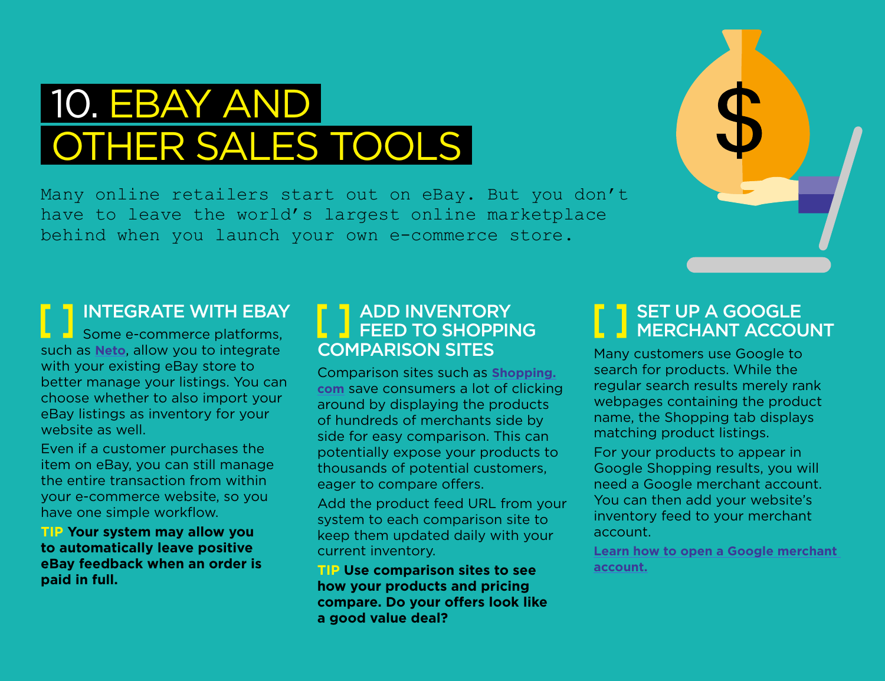# 10. EBAY AND OTHER SALES TOOLS

Many online retailers start out on eBay. But you don't have to leave the world's largest online marketplace behind when you launch your own e-commerce store.

## [ ] INTEGRATE WITH EBAY

Some e-commerce platforms, such as Neto, allow you to integrate with your existing eBay store to better manage your listings. You can choose whether to also import your eBay listings as inventory for your website as well.

Even if a customer purchases the item on eBay, you can still manage the entire transaction from within your e-commerce website, so you have one simple workflow.

**TIP Your system may allow you to automatically leave positive eBay feedback when an order is paid in full.**

## [ ] ADD INVENTORY FEED TO SHOPPING COMPARISON SITES

Comparison sites such as Shopping.com save consumers a lot of clicking around by displaying the products of hundreds of merchants side by side for easy comparison. This can potentially expose your products to thousands of potential customers, eager to compare offers.

Add the product feed URL from your system to each comparison site to keep them updated daily with your current inventory.

**TIP Use comparison sites to see how your products and pricing compare. Do your offers look like a good value deal?**

## [ ] SET UP A GOOGLE MERCHANT ACCOUNT

Many customers use Google to search for products. While the regular search results merely rank webpages containing the product name, the Shopping tab displays matching product listings.

For your products to appear in Google Shopping results, you will need a Google merchant account. You can then add your website's inventory feed to your merchant account.

Learn how to open a Google merchant account.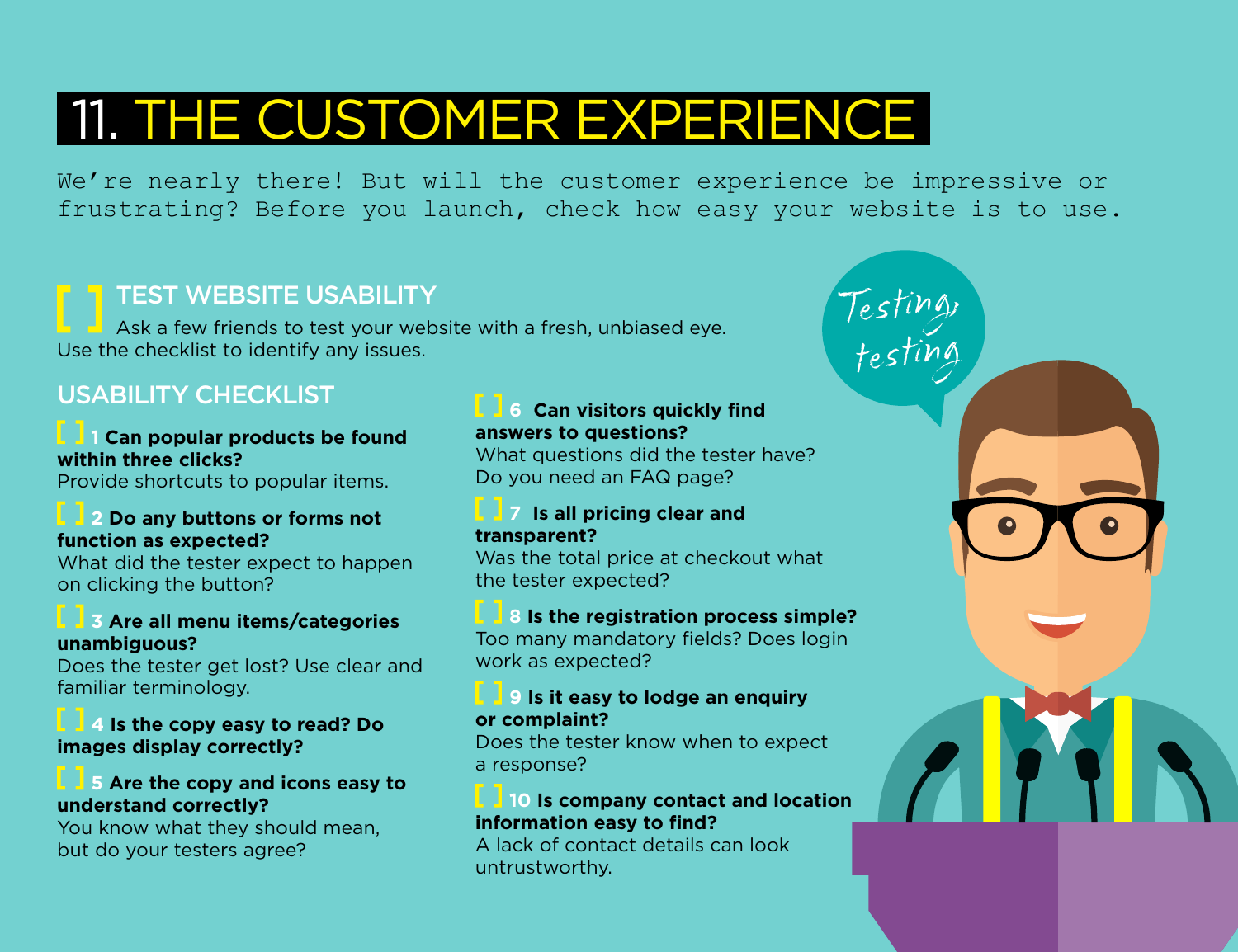# 11. THE CUSTOMER EXPERIENCE

We're nearly there! But will the customer experience be impressive or frustrating? Before you launch, check how easy your website is to use.

## [ ] TEST WEBSITE USABILITY

Ask a few friends to test your website with a fresh, unbiased eye. Use the checklist to identify any issues.

### USABILITY CHECKLIST

[ ] 1 **Can popular products be found within three clicks?**
Provide shortcuts to popular items.

[ ] 2 **Do any buttons or forms not function as expected?**
What did the tester expect to happen on clicking the button?

[ ] 3 **Are all menu items/categories unambiguous?**
Does the tester get lost? Use clear and familiar terminology.

[ ] 4 **Is the copy easy to read? Do images display correctly?**

[ ] 5 **Are the copy and icons easy to understand correctly?**
You know what they should mean, but do your testers agree?

[ ] 6 **Can visitors quickly find answers to questions?**
What questions did the tester have? Do you need an FAQ page?

[ ] 7 **Is all pricing clear and transparent?**
Was the total price at checkout what the tester expected?

[ ] 8 **Is the registration process simple?**
Too many mandatory fields? Does login work as expected?

[ ] 9 **Is it easy to lodge an enquiry or complaint?**
Does the tester know when to expect a response?

[ ] 10 **Is company contact and location information easy to find?**
A lack of contact details can look untrustworthy.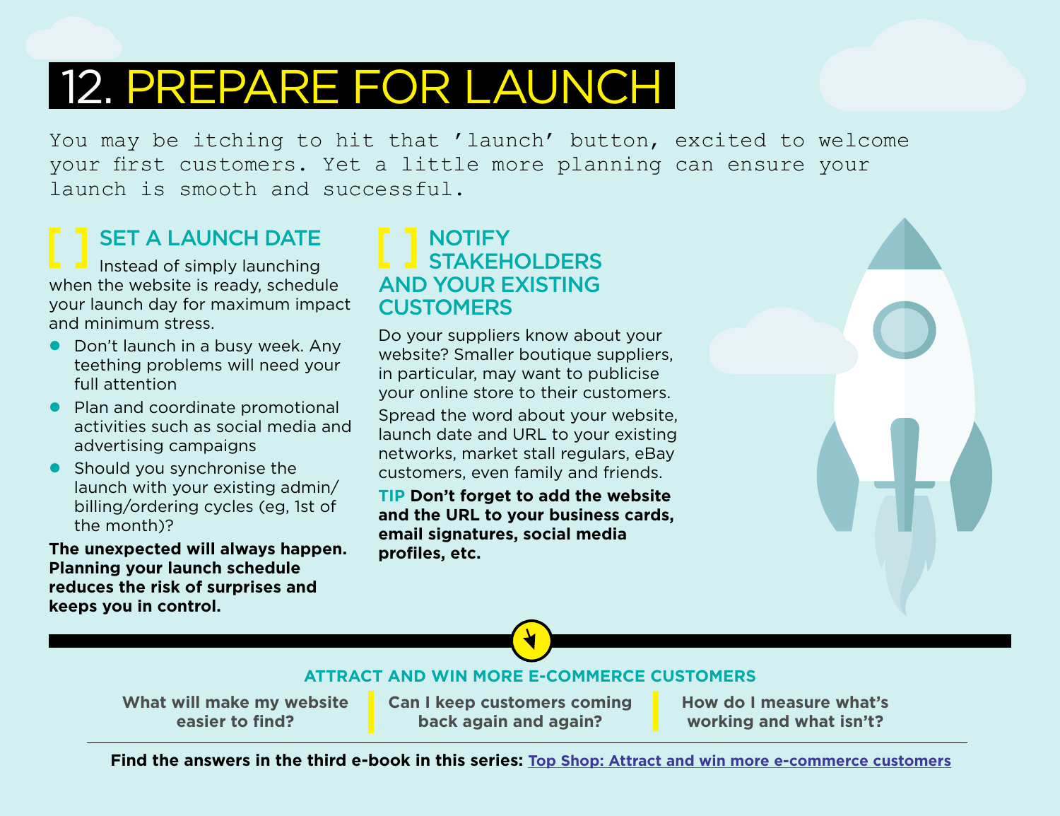# 12. PREPARE FOR LAUNCH

You may be itching to hit that 'launch' button, excited to welcome your first customers. Yet a little more planning can ensure your launch is smooth and successful.

## [ ] SET A LAUNCH DATE

Instead of simply launching when the website is ready, schedule your launch day for maximum impact and minimum stress.

- Don't launch in a busy week. Any teething problems will need your full attention
- Plan and coordinate promotional activities such as social media and advertising campaigns
- Should you synchronise the launch with your existing admin/billing/ordering cycles (eg, 1st of the month)?

**The unexpected will always happen. Planning your launch schedule reduces the risk of surprises and keeps you in control.**

## [ ] NOTIFY STAKEHOLDERS AND YOUR EXISTING CUSTOMERS

Do your suppliers know about your website? Smaller boutique suppliers, in particular, may want to publicise your online store to their customers.

Spread the word about your website, launch date and URL to your existing networks, market stall regulars, eBay customers, even family and friends.

**TIP Don't forget to add the website and the URL to your business cards, email signatures, social media profiles, etc.**

---

**ATTRACT AND WIN MORE E-COMMERCE CUSTOMERS**

**What will make my website easier to find?** | **Can I keep customers coming back again and again?** | **How do I measure what's working and what isn't?**

**Find the answers in the third e-book in this series:** [Top Shop: Attract and win more e-commerce customers]()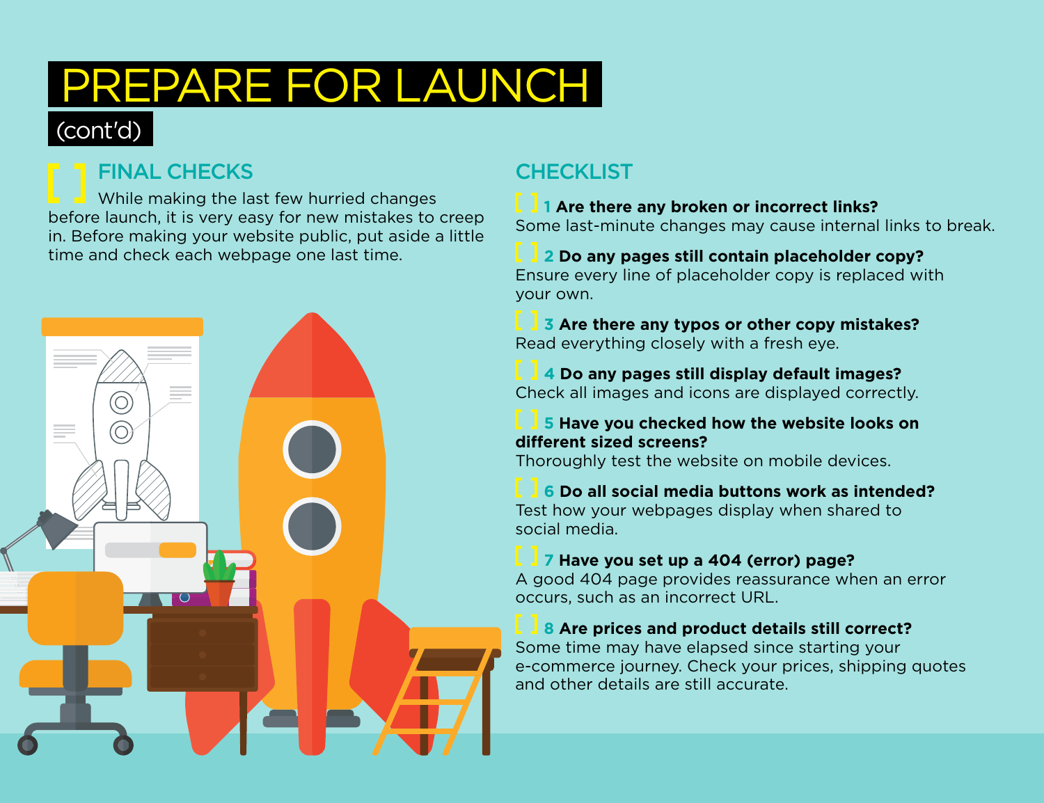# PREPARE FOR LAUNCH

(cont'd)

## [ ] FINAL CHECKS

While making the last few hurried changes before launch, it is very easy for new mistakes to creep in. Before making your website public, put aside a little time and check each webpage one last time.

## CHECKLIST

[ ] 1 **Are there any broken or incorrect links?**
Some last-minute changes may cause internal links to break.

[ ] 2 **Do any pages still contain placeholder copy?**
Ensure every line of placeholder copy is replaced with your own.

[ ] 3 **Are there any typos or other copy mistakes?**
Read everything closely with a fresh eye.

[ ] 4 **Do any pages still display default images?**
Check all images and icons are displayed correctly.

[ ] 5 **Have you checked how the website looks on different sized screens?**
Thoroughly test the website on mobile devices.

[ ] 6 **Do all social media buttons work as intended?**
Test how your webpages display when shared to social media.

[ ] 7 **Have you set up a 404 (error) page?**
A good 404 page provides reassurance when an error occurs, such as an incorrect URL.

[ ] 8 **Are prices and product details still correct?**
Some time may have elapsed since starting your e-commerce journey. Check your prices, shipping quotes and other details are still accurate.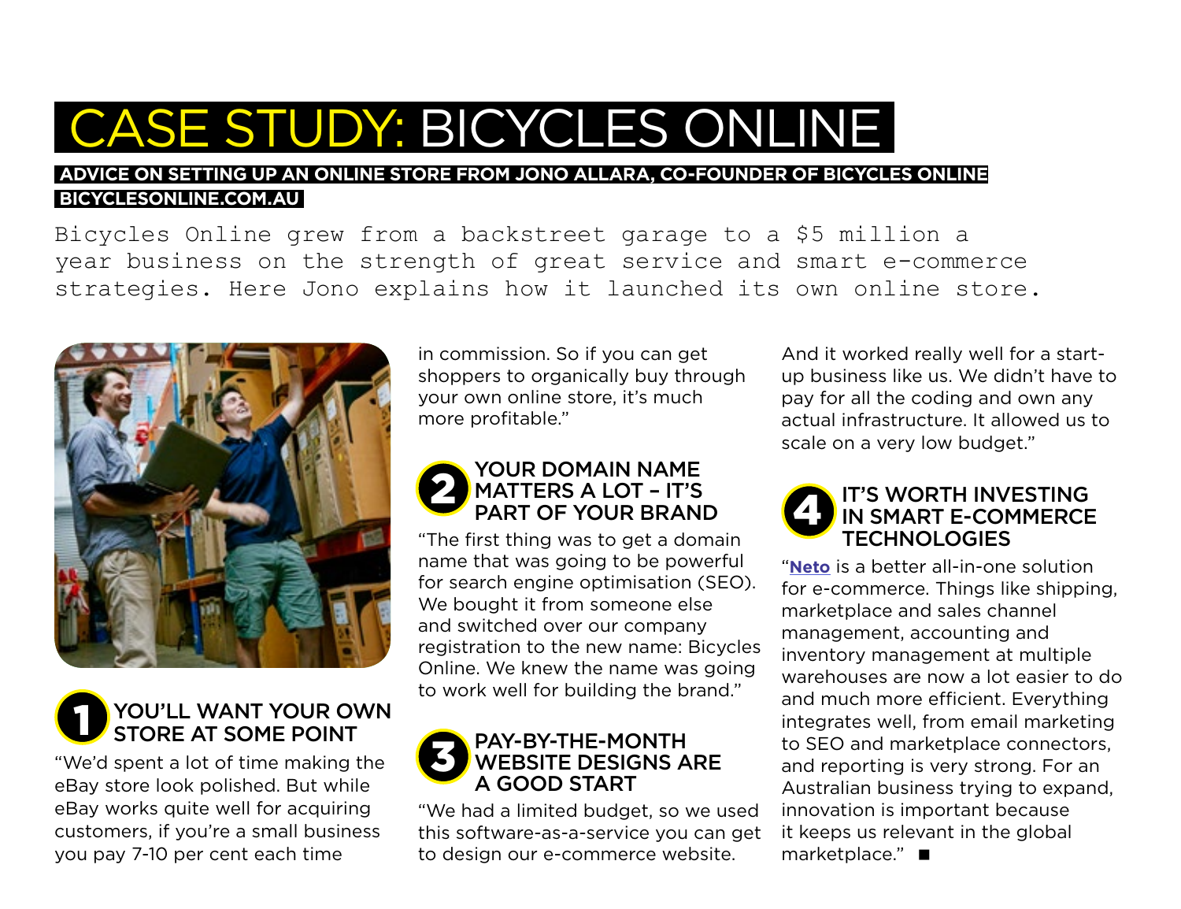# CASE STUDY: BICYCLES ONLINE

**ADVICE ON SETTING UP AN ONLINE STORE FROM JONO ALLARA, CO-FOUNDER OF BICYCLES ONLINE**

**BICYCLESONLINE.COM.AU**

Bicycles Online grew from a backstreet garage to a $5 million a year business on the strength of great service and smart e-commerce strategies. Here Jono explains how it launched its own online store.

## 1 YOU'LL WANT YOUR OWN STORE AT SOME POINT

"We'd spent a lot of time making the eBay store look polished. But while eBay works quite well for acquiring customers, if you're a small business you pay 7-10 per cent each time in commission. So if you can get shoppers to organically buy through your own online store, it's much more profitable."

## 2 YOUR DOMAIN NAME MATTERS A LOT – IT'S PART OF YOUR BRAND

"The first thing was to get a domain name that was going to be powerful for search engine optimisation (SEO). We bought it from someone else and switched over our company registration to the new name: Bicycles Online. We knew the name was going to work well for building the brand."

## 3 PAY-BY-THE-MONTH WEBSITE DESIGNS ARE A GOOD START

"We had a limited budget, so we used this software-as-a-service you can get to design our e-commerce website. And it worked really well for a start-up business like us. We didn't have to pay for all the coding and own any actual infrastructure. It allowed us to scale on a very low budget."

## 4 IT'S WORTH INVESTING IN SMART E-COMMERCE TECHNOLOGIES

"**Neto** is a better all-in-one solution for e-commerce. Things like shipping, marketplace and sales channel management, accounting and inventory management at multiple warehouses are now a lot easier to do and much more efficient. Everything integrates well, from email marketing to SEO and marketplace connectors, and reporting is very strong. For an Australian business trying to expand, innovation is important because it keeps us relevant in the global marketplace." ■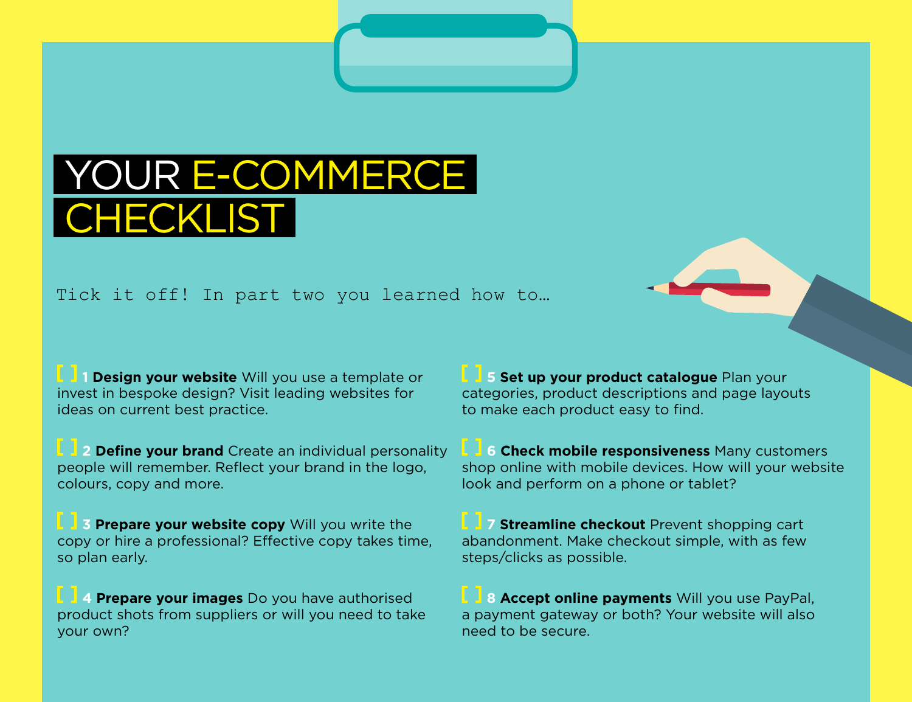# YOUR E-COMMERCE CHECKLIST

Tick it off! In part two you learned how to…

[ ] 1 **Design your website** Will you use a template or invest in bespoke design? Visit leading websites for ideas on current best practice.

[ ] 2 **Define your brand** Create an individual personality people will remember. Reflect your brand in the logo, colours, copy and more.

[ ] 3 **Prepare your website copy** Will you write the copy or hire a professional? Effective copy takes time, so plan early.

[ ] 4 **Prepare your images** Do you have authorised product shots from suppliers or will you need to take your own?

[ ] 5 **Set up your product catalogue** Plan your categories, product descriptions and page layouts to make each product easy to find.

[ ] 6 **Check mobile responsiveness** Many customers shop online with mobile devices. How will your website look and perform on a phone or tablet?

[ ] 7 **Streamline checkout** Prevent shopping cart abandonment. Make checkout simple, with as few steps/clicks as possible.

[ ] 8 **Accept online payments** Will you use PayPal, a payment gateway or both? Your website will also need to be secure.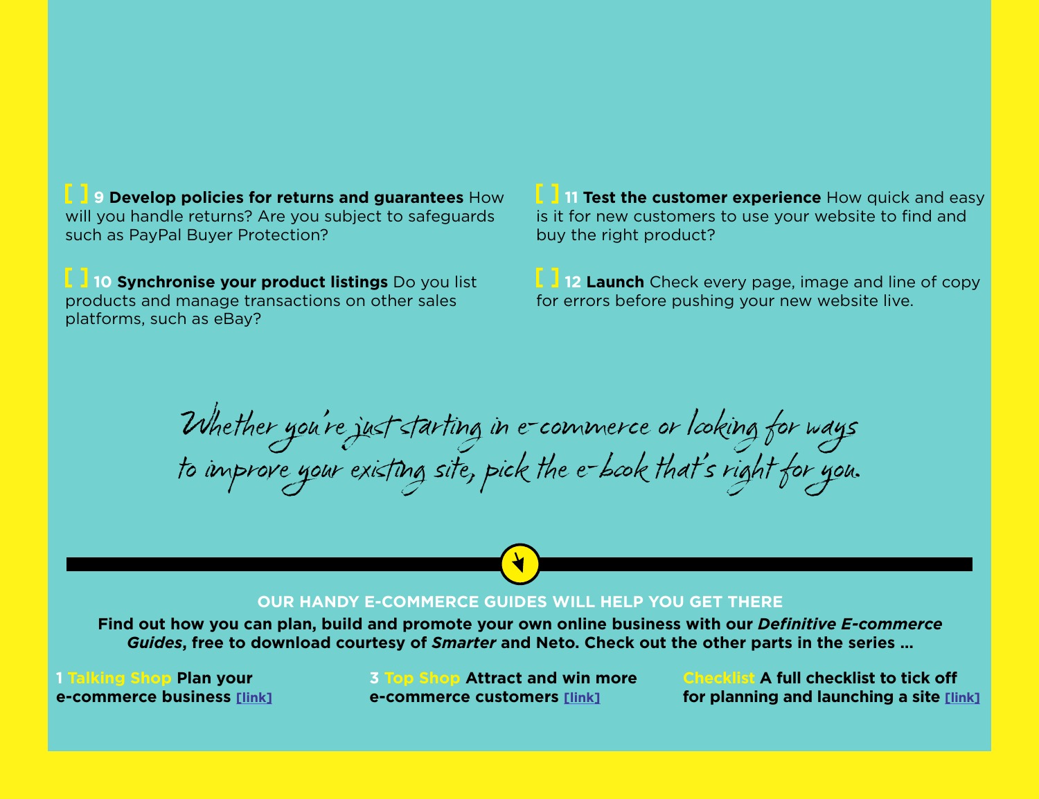[ ] 9 **Develop policies for returns and guarantees** How will you handle returns? Are you subject to safeguards such as PayPal Buyer Protection?

[ ] 10 **Synchronise your product listings** Do you list products and manage transactions on other sales platforms, such as eBay?

[ ] 11 **Test the customer experience** How quick and easy is it for new customers to use your website to find and buy the right product?

[ ] 12 **Launch** Check every page, image and line of copy for errors before pushing your new website live.

*Whether you're just starting in e-commerce or looking for ways to improve your existing site, pick the e-book that's right for you.*

## OUR HANDY E-COMMERCE GUIDES WILL HELP YOU GET THERE

**Find out how you can plan, build and promote your own online business with our *Definitive E-commerce Guides*, free to download courtesy of *Smarter* and Neto. Check out the other parts in the series ...**

**1 Talking Shop Plan your e-commerce business** [link]

**3 Top Shop Attract and win more e-commerce customers** [link]

**Checklist A full checklist to tick off for planning and launching a site** [link]